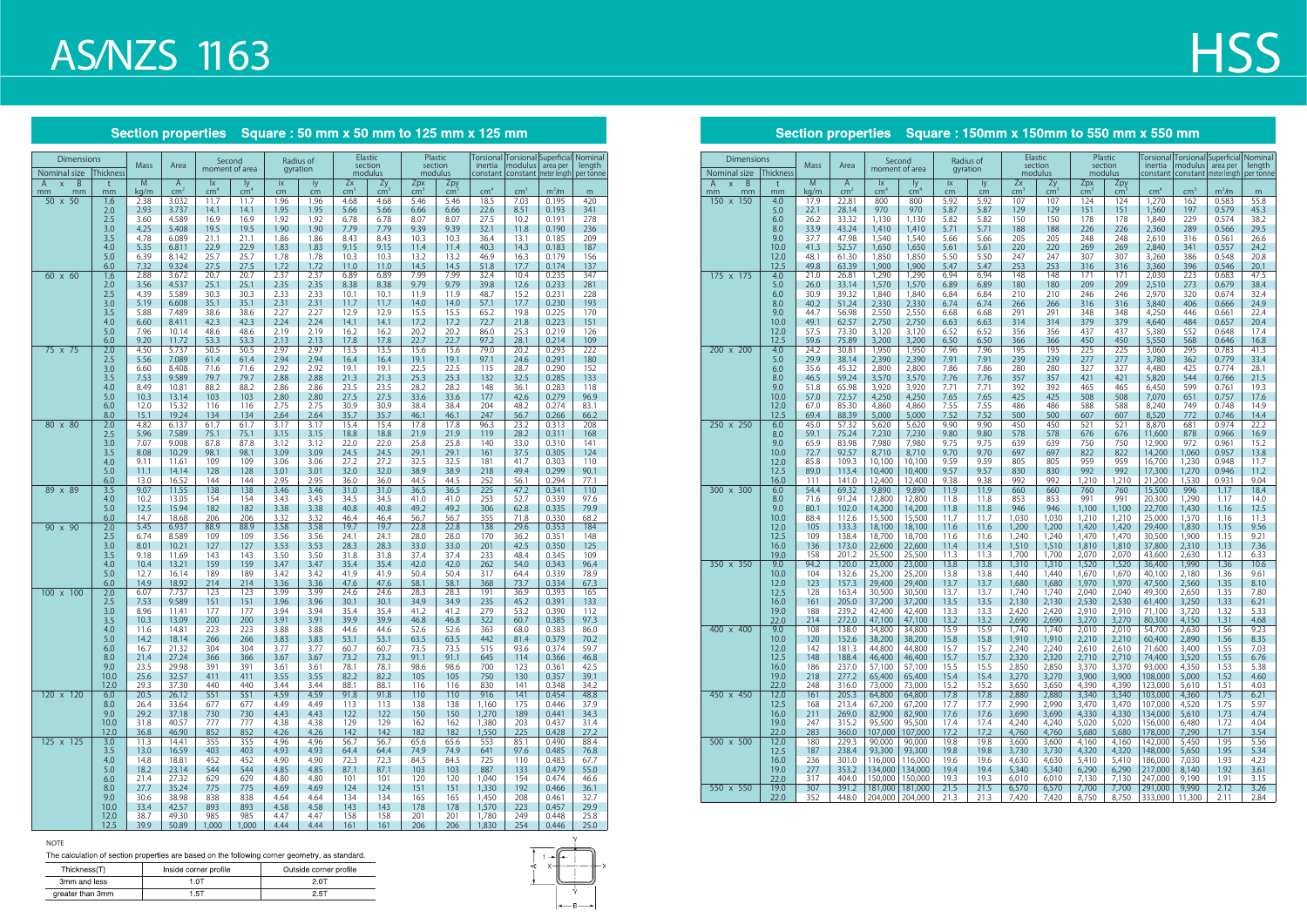# AS/NZS 1163

# HSS

## Section properties Square : 50 mm x 50 mm to 125 mm x 125 mm

| Dimensions | | Mass | Area | Second moment of area | | Radius of gyration | | Elastic section modulus | | Plastic section modulus | | Torsional inertia constant | Torsional modulus constant | Superficial area per meter length | Nominal length per tonne |
|---|---|---|---|---|---|---|---|---|---|---|---|---|---|---|---|
| Nominal size A x B | Thickness t | M | A | Ix | Iy | ix | iy | Zx | Zy | Zpx | Zpy | | | | |
| mm mm | mm | kg/m | cm² | cm⁴ | cm⁴ | cm | cm | cm³ | cm³ | cm³ | cm³ | cm⁴ | cm³ | m²/m | m |
| 50 x 50 | 1.6 | 2.38 | 3.032 | 11.7 | 11.7 | 1.96 | 1.96 | 4.68 | 4.68 | 5.46 | 5.46 | 18.5 | 7.03 | 0.195 | 420 |
| | 2.0 | 2.93 | 3.737 | 14.1 | 14.1 | 1.95 | 1.95 | 5.66 | 5.66 | 6.66 | 6.66 | 22.6 | 8.51 | 0.193 | 341 |
| | 2.5 | 3.60 | 4.589 | 16.9 | 16.9 | 1.92 | 1.92 | 6.78 | 6.78 | 8.07 | 8.07 | 27.5 | 10.2 | 0.191 | 278 |
| | 3.0 | 4.25 | 5.408 | 19.5 | 19.5 | 1.90 | 1.90 | 7.79 | 7.79 | 9.39 | 9.39 | 32.1 | 11.8 | 0.190 | 236 |
| | 3.5 | 4.78 | 6.089 | 21.1 | 21.1 | 1.86 | 1.86 | 8.43 | 8.43 | 10.3 | 10.3 | 36.4 | 13.1 | 0.185 | 209 |
| | 4.0 | 5.35 | 6.811 | 22.9 | 22.9 | 1.83 | 1.83 | 9.15 | 9.15 | 11.4 | 11.4 | 40.3 | 14.3 | 0.183 | 187 |
| | 5.0 | 6.39 | 8.142 | 25.7 | 25.7 | 1.78 | 1.78 | 10.3 | 10.3 | 13.2 | 13.2 | 46.9 | 16.3 | 0.179 | 156 |
| | 6.0 | 7.32 | 9.324 | 27.5 | 27.5 | 1.72 | 1.72 | 11.0 | 11.0 | 14.5 | 14.5 | 51.8 | 17.7 | 0.174 | 137 |
| 60 x 60 | 1.6 | 2.88 | 3.672 | 20.7 | 20.7 | 2.37 | 2.37 | 6.89 | 6.89 | 7.99 | 7.99 | 32.4 | 10.4 | 0.235 | 347 |
| | 2.0 | 3.56 | 4.537 | 25.1 | 25.1 | 2.35 | 2.35 | 8.38 | 8.38 | 9.79 | 9.79 | 39.8 | 12.6 | 0.233 | 281 |
| | 2.5 | 4.39 | 5.589 | 30.3 | 30.3 | 2.33 | 2.33 | 10.1 | 10.1 | 11.9 | 11.9 | 48.7 | 15.2 | 0.231 | 228 |
| | 3.0 | 5.19 | 6.608 | 35.1 | 35.1 | 2.31 | 2.31 | 11.7 | 11.7 | 14.0 | 14.0 | 57.1 | 17.7 | 0.230 | 193 |
| | 3.5 | 5.88 | 7.489 | 38.6 | 38.6 | 2.27 | 2.27 | 12.9 | 12.9 | 15.5 | 15.5 | 65.2 | 19.8 | 0.225 | 170 |
| | 4.0 | 6.60 | 8.411 | 42.3 | 42.3 | 2.24 | 2.24 | 14.1 | 14.1 | 17.2 | 17.2 | 72.7 | 21.8 | 0.223 | 151 |
| | 5.0 | 7.96 | 10.14 | 48.6 | 48.6 | 2.19 | 2.19 | 16.2 | 16.2 | 20.2 | 20.2 | 86.0 | 25.3 | 0.219 | 126 |
| | 6.0 | 9.20 | 11.72 | 53.3 | 53.3 | 2.13 | 2.13 | 17.8 | 17.8 | 22.7 | 22.7 | 97.2 | 28.1 | 0.214 | 109 |
| 75 x 75 | 2.0 | 4.50 | 5.737 | 50.5 | 50.5 | 2.97 | 2.97 | 13.5 | 13.5 | 15.6 | 15.6 | 79.0 | 20.2 | 0.293 | 222 |
| | 2.5 | 5.56 | 7.089 | 61.4 | 61.4 | 2.94 | 2.94 | 16.4 | 16.4 | 19.1 | 19.1 | 97.1 | 24.6 | 0.291 | 180 |
| | 3.0 | 6.60 | 8.408 | 71.6 | 71.6 | 2.92 | 2.92 | 19.1 | 19.1 | 22.5 | 22.5 | 115 | 28.7 | 0.290 | 152 |
| | 3.5 | 7.53 | 9.589 | 79.7 | 79.7 | 2.88 | 2.88 | 21.3 | 21.3 | 25.3 | 25.3 | 132 | 32.5 | 0.285 | 133 |
| | 4.0 | 8.49 | 10.81 | 88.2 | 88.2 | 2.86 | 2.86 | 23.5 | 23.5 | 28.2 | 28.2 | 148 | 36.1 | 0.283 | 118 |
| | 5.0 | 10.3 | 13.14 | 103 | 103 | 2.80 | 2.80 | 27.5 | 27.5 | 33.6 | 33.6 | 177 | 42.6 | 0.279 | 96.9 |
| | 6.0 | 12.0 | 15.32 | 116 | 116 | 2.75 | 2.75 | 30.9 | 30.9 | 38.4 | 38.4 | 204 | 48.2 | 0.274 | 83.1 |
| | 8.0 | 15.1 | 19.24 | 134 | 134 | 2.64 | 2.64 | 35.7 | 35.7 | 46.1 | 46.1 | 247 | 56.7 | 0.266 | 66.2 |
| 80 x 80 | 2.0 | 4.82 | 6.137 | 61.7 | 61.7 | 3.17 | 3.17 | 15.4 | 15.4 | 17.8 | 17.8 | 96.3 | 23.2 | 0.313 | 208 |
| | 2.5 | 5.96 | 7.589 | 75.1 | 75.1 | 3.15 | 3.15 | 18.8 | 18.8 | 21.9 | 21.9 | 119 | 28.2 | 0.311 | 168 |
| | 3.0 | 7.07 | 9.008 | 87.8 | 87.8 | 3.12 | 3.12 | 22.0 | 22.0 | 25.8 | 25.8 | 140 | 33.0 | 0.310 | 141 |
| | 3.5 | 8.08 | 10.29 | 98.1 | 98.1 | 3.09 | 3.09 | 24.5 | 24.5 | 29.1 | 29.1 | 161 | 37.5 | 0.305 | 124 |
| | 4.0 | 9.11 | 11.61 | 109 | 109 | 3.06 | 3.06 | 27.2 | 27.2 | 32.5 | 32.5 | 181 | 41.7 | 0.303 | 110 |
| | 5.0 | 11.1 | 14.14 | 128 | 128 | 3.01 | 3.01 | 32.0 | 32.0 | 38.9 | 38.9 | 218 | 49.4 | 0.299 | 90.1 |
| | 6.0 | 13.0 | 16.52 | 144 | 144 | 2.95 | 2.95 | 36.0 | 36.0 | 44.5 | 44.5 | 252 | 56.1 | 0.294 | 77.1 |
| 89 x 89 | 3.5 | 9.07 | 11.55 | 138 | 138 | 3.46 | 3.46 | 31.0 | 31.0 | 36.5 | 36.5 | 225 | 47.2 | 0.341 | 110 |
| | 4.0 | 10.2 | 13.05 | 154 | 154 | 3.43 | 3.43 | 34.5 | 34.5 | 41.0 | 41.0 | 253 | 52.7 | 0.339 | 97.6 |
| | 5.0 | 12.5 | 15.94 | 182 | 182 | 3.38 | 3.38 | 40.8 | 40.8 | 49.2 | 49.2 | 306 | 62.8 | 0.335 | 79.9 |
| | 6.0 | 14.7 | 18.68 | 206 | 206 | 3.32 | 3.32 | 46.4 | 46.4 | 56.7 | 56.7 | 355 | 71.8 | 0.330 | 68.2 |
| 90 x 90 | 2.0 | 5.45 | 6.937 | 88.9 | 88.9 | 3.58 | 3.58 | 19.7 | 19.7 | 22.8 | 22.8 | 138 | 29.6 | 0.353 | 184 |
| | 2.5 | 6.74 | 8.589 | 109 | 109 | 3.56 | 3.56 | 24.1 | 24.1 | 28.0 | 28.0 | 170 | 36.2 | 0.351 | 148 |
| | 3.0 | 8.01 | 10.21 | 127 | 127 | 3.53 | 3.53 | 28.3 | 28.3 | 33.0 | 33.0 | 201 | 42.5 | 0.350 | 125 |
| | 3.5 | 9.18 | 11.69 | 143 | 143 | 3.50 | 3.50 | 31.8 | 31.8 | 37.4 | 37.4 | 233 | 48.4 | 0.345 | 109 |
| | 4.0 | 10.4 | 13.21 | 159 | 159 | 3.47 | 3.47 | 35.4 | 35.4 | 42.0 | 42.0 | 262 | 54.0 | 0.343 | 96.4 |
| | 5.0 | 12.7 | 16.14 | 189 | 189 | 3.42 | 3.42 | 41.9 | 41.9 | 50.4 | 50.4 | 317 | 64.4 | 0.339 | 78.9 |
| | 6.0 | 14.9 | 18.92 | 214 | 214 | 3.36 | 3.36 | 47.6 | 47.6 | 58.1 | 58.1 | 368 | 73.7 | 0.334 | 67.3 |
| 100 x 100 | 2.0 | 6.07 | 7.737 | 123 | 123 | 3.99 | 3.99 | 24.6 | 24.6 | 28.3 | 28.3 | 191 | 36.9 | 0.393 | 165 |
| | 2.5 | 7.53 | 9.589 | 151 | 151 | 3.96 | 3.96 | 30.1 | 30.1 | 34.9 | 34.9 | 235 | 45.2 | 0.391 | 133 |
| | 3.0 | 8.96 | 11.41 | 177 | 177 | 3.94 | 3.94 | 35.4 | 35.4 | 41.2 | 41.2 | 279 | 53.2 | 0.390 | 112 |
| | 3.5 | 10.3 | 13.09 | 200 | 200 | 3.91 | 3.91 | 39.9 | 39.9 | 46.8 | 46.8 | 322 | 60.7 | 0.385 | 97.3 |
| | 4.0 | 11.6 | 14.81 | 223 | 223 | 3.88 | 3.88 | 44.6 | 44.6 | 52.6 | 52.6 | 363 | 68.0 | 0.383 | 86.0 |
| | 5.0 | 14.2 | 18.14 | 266 | 266 | 3.83 | 3.83 | 53.1 | 53.1 | 63.5 | 63.5 | 442 | 81.4 | 0.379 | 70.2 |
| | 6.0 | 16.7 | 21.32 | 304 | 304 | 3.77 | 3.77 | 60.7 | 60.7 | 73.5 | 73.5 | 515 | 93.6 | 0.374 | 59.7 |
| | 8.0 | 21.4 | 27.24 | 366 | 366 | 3.67 | 3.67 | 73.2 | 73.2 | 91.1 | 91.1 | 645 | 114 | 0.366 | 46.8 |
| | 9.0 | 23.5 | 29.98 | 391 | 391 | 3.61 | 3.61 | 78.1 | 78.1 | 98.6 | 98.6 | 700 | 123 | 0.361 | 42.5 |
| | 10.0 | 25.6 | 32.57 | 411 | 411 | 3.55 | 3.55 | 82.2 | 82.2 | 105 | 105 | 750 | 130 | 0.357 | 39.1 |
| | 12.0 | 29.3 | 37.30 | 440 | 440 | 3.44 | 3.44 | 88.1 | 88.1 | 116 | 116 | 830 | 141 | 0.348 | 34.2 |
| 120 x 120 | 6.0 | 20.5 | 26.12 | 551 | 551 | 4.59 | 4.59 | 91.8 | 91.8 | 110 | 110 | 916 | 141 | 0.454 | 48.8 |
| | 8.0 | 26.4 | 33.64 | 677 | 677 | 4.49 | 4.49 | 113 | 113 | 138 | 138 | 1,160 | 175 | 0.446 | 37.9 |
| | 9.0 | 29.2 | 37.18 | 730 | 730 | 4.43 | 4.43 | 122 | 122 | 150 | 150 | 1,270 | 189 | 0.441 | 34.3 |
| | 10.0 | 31.8 | 40.57 | 777 | 777 | 4.38 | 4.38 | 129 | 129 | 162 | 162 | 1,380 | 203 | 0.437 | 31.4 |
| | 12.0 | 36.8 | 46.90 | 852 | 852 | 4.26 | 4.26 | 142 | 142 | 182 | 182 | 1,550 | 225 | 0.428 | 27.2 |
| 125 x 125 | 3.0 | 11.3 | 14.41 | 355 | 355 | 4.96 | 4.96 | 56.7 | 56.7 | 65.6 | 65.6 | 553 | 85.1 | 0.490 | 88.4 |
| | 3.5 | 13.0 | 16.59 | 403 | 403 | 4.93 | 4.93 | 64.4 | 64.4 | 74.9 | 74.9 | 641 | 97.6 | 0.485 | 76.8 |
| | 4.0 | 14.8 | 18.81 | 452 | 452 | 4.90 | 4.90 | 72.3 | 72.3 | 84.5 | 84.5 | 725 | 110 | 0.483 | 67.7 |
| | 5.0 | 18.2 | 23.14 | 544 | 544 | 4.85 | 4.85 | 87.1 | 87.1 | 103 | 103 | 887 | 133 | 0.479 | 55.0 |
| | 6.0 | 21.4 | 27.32 | 629 | 629 | 4.80 | 4.80 | 101 | 101 | 120 | 120 | 1,040 | 154 | 0.474 | 46.6 |
| | 8.0 | 27.7 | 35.24 | 775 | 775 | 4.69 | 4.69 | 124 | 124 | 151 | 151 | 1,330 | 192 | 0.466 | 36.1 |
| | 9.0 | 30.6 | 38.98 | 838 | 838 | 4.64 | 4.64 | 134 | 134 | 165 | 165 | 1,450 | 208 | 0.461 | 32.7 |
| | 10.0 | 33.4 | 42.57 | 893 | 893 | 4.58 | 4.58 | 143 | 143 | 178 | 178 | 1,570 | 223 | 0.457 | 29.9 |
| | 12.0 | 38.7 | 49.30 | 985 | 985 | 4.47 | 4.47 | 158 | 158 | 201 | 201 | 1,780 | 249 | 0.448 | 25.8 |
| | 12.5 | 39.9 | 50.89 | 1,000 | 1,000 | 4.44 | 4.44 | 161 | 161 | 206 | 206 | 1,830 | 254 | 0.446 | 25.0 |

NOTE

The calculation of section properties are based on the following corner geometry, as standard.

| Thickness(T) | Inside corner profile | Outside corner profile |
|---|---|---|
| 3mm and less | 1.0T | 2.0T |
| greater than 3mm | 1.5T | 2.5T |

## Section properties Square : 150mm x 150mm to 550 mm x 550 mm

| Dimensions | | Mass | Area | Second moment of area | | Radius of gyration | | Elastic section modulus | | Plastic section modulus | | Torsional inertia constant | Torsional modulus constant | Superficial area per meter length | Nominal length per tonne |
|---|---|---|---|---|---|---|---|---|---|---|---|---|---|---|---|
| Nominal size A x B | Thickness t | M | A | Ix | Iy | ix | iy | Zx | Zy | Zpx | Zpy | | | | |
| mm mm | mm | kg/m | cm² | cm⁴ | cm⁴ | cm | cm | cm³ | cm³ | cm³ | cm³ | cm⁴ | cm³ | m²/m | m |
| 150 x 150 | 4.0 | 17.9 | 22.81 | 800 | 800 | 5.92 | 5.92 | 107 | 107 | 124 | 124 | 1,270 | 162 | 0.583 | 55.8 |
| | 5.0 | 22.1 | 28.14 | 970 | 970 | 5.87 | 5.87 | 129 | 129 | 151 | 151 | 1,560 | 197 | 0.579 | 45.3 |
| | 6.0 | 26.2 | 33.32 | 1,130 | 1,130 | 5.82 | 5.82 | 150 | 150 | 178 | 178 | 1,840 | 229 | 0.574 | 38.2 |
| | 8.0 | 33.9 | 43.24 | 1,410 | 1,410 | 5.71 | 5.71 | 188 | 188 | 226 | 226 | 2,360 | 289 | 0.566 | 29.5 |
| | 9.0 | 37.7 | 47.98 | 1,540 | 1,540 | 5.66 | 5.66 | 205 | 205 | 248 | 248 | 2,610 | 316 | 0.561 | 26.6 |
| | 10.0 | 41.3 | 52.57 | 1,650 | 1,650 | 5.61 | 5.61 | 220 | 220 | 269 | 269 | 2,840 | 341 | 0.557 | 24.2 |
| | 12.0 | 48.1 | 61.30 | 1,850 | 1,850 | 5.50 | 5.50 | 247 | 247 | 307 | 307 | 3,260 | 386 | 0.548 | 20.8 |
| | 12.5 | 49.8 | 63.39 | 1,900 | 1,900 | 5.47 | 5.47 | 253 | 253 | 316 | 316 | 3,360 | 396 | 0.546 | 20.1 |
| 175 x 175 | 4.0 | 21.0 | 26.81 | 1,290 | 1,290 | 6.94 | 6.94 | 148 | 148 | 171 | 171 | 2,030 | 223 | 0.683 | 47.5 |
| | 5.0 | 26.0 | 33.14 | 1,570 | 1,570 | 6.89 | 6.89 | 180 | 180 | 209 | 209 | 2,510 | 273 | 0.679 | 38.4 |
| | 6.0 | 30.9 | 39.32 | 1,840 | 1,840 | 6.84 | 6.84 | 210 | 210 | 246 | 246 | 2,970 | 320 | 0.674 | 32.4 |
| | 8.0 | 40.2 | 51.24 | 2,330 | 2,330 | 6.74 | 6.74 | 266 | 266 | 316 | 316 | 3,840 | 406 | 0.666 | 24.9 |
| | 9.0 | 44.7 | 56.98 | 2,550 | 2,550 | 6.68 | 6.68 | 291 | 291 | 348 | 348 | 4,250 | 446 | 0.661 | 22.4 |
| | 10.0 | 49.1 | 62.57 | 2,750 | 2,750 | 6.63 | 6.63 | 314 | 314 | 379 | 379 | 4,640 | 484 | 0.657 | 20.4 |
| | 12.0 | 57.5 | 73.30 | 3,120 | 3,120 | 6.52 | 6.52 | 356 | 356 | 437 | 437 | 5,380 | 552 | 0.648 | 17.4 |
| | 12.5 | 59.6 | 75.89 | 3,200 | 3,200 | 6.50 | 6.50 | 366 | 366 | 450 | 450 | 5,550 | 568 | 0.646 | 16.8 |
| 200 x 200 | 4.0 | 24.1 | 30.81 | 1,950 | 1,950 | 7.96 | 7.96 | 195 | 195 | 225 | 225 | 3,060 | 295 | 0.783 | 41.3 |
| | 5.0 | 29.9 | 38.14 | 2,390 | 2,390 | 7.91 | 7.91 | 239 | 239 | 277 | 277 | 3,780 | 362 | 0.779 | 33.4 |
| | 6.0 | 35.6 | 45.32 | 2,800 | 2,800 | 7.86 | 7.86 | 280 | 280 | 327 | 327 | 4,480 | 425 | 0.774 | 28.1 |
| | 8.0 | 46.5 | 59.24 | 3,570 | 3,570 | 7.76 | 7.76 | 357 | 357 | 421 | 421 | 5,820 | 544 | 0.766 | 21.5 |
| | 9.0 | 51.8 | 65.98 | 3,920 | 3,920 | 7.71 | 7.71 | 392 | 392 | 465 | 465 | 6,450 | 599 | 0.761 | 19.3 |
| | 10.0 | 57.0 | 72.57 | 4,250 | 4,250 | 7.65 | 7.65 | 425 | 425 | 508 | 508 | 7,070 | 651 | 0.757 | 17.6 |
| | 12.0 | 67.0 | 85.30 | 4,860 | 4,860 | 7.55 | 7.55 | 486 | 486 | 588 | 588 | 8,240 | 749 | 0.748 | 14.9 |
| | 12.5 | 69.4 | 88.39 | 5,000 | 5,000 | 7.52 | 7.52 | 500 | 500 | 607 | 607 | 8,520 | 772 | 0.746 | 14.4 |
| 250 x 250 | 6.0 | 45.0 | 57.32 | 5,620 | 5,620 | 9.90 | 9.90 | 450 | 450 | 521 | 521 | 8,870 | 681 | 0.974 | 22.2 |
| | 8.0 | 59.1 | 75.24 | 7,230 | 7,230 | 9.80 | 9.80 | 578 | 578 | 676 | 676 | 11,600 | 878 | 0.966 | 16.9 |
| | 9.0 | 65.9 | 83.98 | 7,980 | 7,980 | 9.75 | 9.75 | 639 | 639 | 750 | 750 | 12,900 | 972 | 0.961 | 15.2 |
| | 10.0 | 72.7 | 92.57 | 8,710 | 8,710 | 9.70 | 9.70 | 697 | 697 | 822 | 822 | 14,200 | 1,060 | 0.957 | 13.8 |
| | 12.0 | 85.8 | 109.3 | 10,100 | 10,100 | 9.59 | 9.59 | 805 | 805 | 959 | 959 | 16,700 | 1,230 | 0.948 | 11.7 |
| | 12.5 | 89.0 | 113.4 | 10,400 | 10,400 | 9.57 | 9.57 | 830 | 830 | 992 | 992 | 17,300 | 1,270 | 0.946 | 11.2 |
| | 16.0 | 111 | 141.0 | 12,400 | 12,400 | 9.38 | 9.38 | 992 | 992 | 1,210 | 1,210 | 21,200 | 1,530 | 0.931 | 9.04 |
| 300 x 300 | 6.0 | 54.4 | 69.32 | 9,890 | 9,890 | 11.9 | 11.9 | 660 | 660 | 760 | 760 | 15,500 | 996 | 1.17 | 18.4 |
| | 8.0 | 71.6 | 91.24 | 12,800 | 12,800 | 11.8 | 11.8 | 853 | 853 | 991 | 991 | 20,300 | 1,290 | 1.17 | 14.0 |
| | 9.0 | 80.1 | 102.0 | 14,200 | 14,200 | 11.8 | 11.8 | 946 | 946 | 1,100 | 1,100 | 22,700 | 1,430 | 1.16 | 12.5 |
| | 10.0 | 88.4 | 112.6 | 15,500 | 15,500 | 11.7 | 11.7 | 1,030 | 1,030 | 1,210 | 1,210 | 25,000 | 1,570 | 1.16 | 11.3 |
| | 12.0 | 105 | 133.3 | 18,100 | 18,100 | 11.6 | 11.6 | 1,200 | 1,200 | 1,420 | 1,420 | 29,400 | 1,830 | 1.15 | 9.56 |
| | 12.5 | 109 | 138.4 | 18,700 | 18,700 | 11.6 | 11.6 | 1,240 | 1,240 | 1,470 | 1,470 | 30,500 | 1,900 | 1.15 | 9.21 |
| | 16.0 | 136 | 173.0 | 22,600 | 22,600 | 11.4 | 11.4 | 1,510 | 1,510 | 1,810 | 1,810 | 37,800 | 2,310 | 1.13 | 7.36 |
| | 19.0 | 158 | 201.2 | 25,500 | 25,500 | 11.3 | 11.3 | 1,700 | 1,700 | 2,070 | 2,070 | 43,600 | 2,630 | 1.12 | 6.33 |
| 350 x 350 | 9.0 | 94.2 | 120.0 | 23,000 | 23,000 | 13.8 | 13.8 | 1,310 | 1,310 | 1,520 | 1,520 | 36,400 | 1,990 | 1.36 | 10.6 |
| | 10.0 | 104 | 132.6 | 25,200 | 25,200 | 13.8 | 13.8 | 1,440 | 1,440 | 1,670 | 1,670 | 40,100 | 2,180 | 1.36 | 9.61 |
| | 12.0 | 123 | 157.3 | 29,400 | 29,400 | 13.7 | 13.7 | 1,680 | 1,680 | 1,970 | 1,970 | 47,500 | 2,560 | 1.35 | 8.10 |
| | 12.5 | 128 | 163.4 | 30,500 | 30,500 | 13.7 | 13.7 | 1,740 | 1,740 | 2,040 | 2,040 | 49,300 | 2,650 | 1.35 | 7.80 |
| | 16.0 | 161 | 205.0 | 37,200 | 37,200 | 13.5 | 13.5 | 2,130 | 2,130 | 2,530 | 2,530 | 61,400 | 3,250 | 1.33 | 6.21 |
| | 19.0 | 188 | 239.2 | 42,400 | 42,400 | 13.3 | 13.3 | 2,420 | 2,420 | 2,910 | 2,910 | 71,100 | 3,720 | 1.32 | 5.33 |
| | 22.0 | 214 | 272.4 | 47,100 | 47,100 | 13.2 | 13.2 | 2,690 | 2,690 | 3,270 | 3,270 | 80,300 | 4,150 | 1.31 | 4.68 |
| 400 x 400 | 9.0 | 108 | 138.0 | 34,800 | 34,800 | 15.9 | 15.9 | 1,740 | 1,740 | 2,010 | 2,010 | 54,700 | 2,630 | 1.56 | 9.23 |
| | 10.0 | 120 | 152.6 | 38,200 | 38,200 | 15.8 | 15.8 | 1,910 | 1,910 | 2,210 | 2,210 | 60,400 | 2,890 | 1.56 | 8.35 |
| | 12.0 | 142 | 181.3 | 44,800 | 44,800 | 15.7 | 15.7 | 2,240 | 2,240 | 2,610 | 2,610 | 71,600 | 3,400 | 1.55 | 7.03 |
| | 12.5 | 148 | 188.4 | 46,400 | 46,400 | 15.7 | 15.7 | 2,320 | 2,320 | 2,710 | 2,710 | 74,400 | 3,520 | 1.55 | 6.76 |
| | 16.0 | 186 | 237.0 | 57,100 | 57,100 | 15.5 | 15.5 | 2,850 | 2,850 | 3,370 | 3,370 | 93,000 | 4,350 | 1.53 | 5.38 |
| | 19.0 | 218 | 277.2 | 65,400 | 65,400 | 15.4 | 15.4 | 3,270 | 3,270 | 3,900 | 3,900 | 108,000 | 5,000 | 1.52 | 4.60 |
| | 22.0 | 248 | 316.0 | 73,000 | 73,000 | 15.2 | 15.2 | 3,650 | 3,650 | 4,390 | 4,390 | 123,000 | 5,610 | 1.51 | 4.03 |
| 450 x 450 | 12.0 | 161 | 205.3 | 64,800 | 64,800 | 17.8 | 17.8 | 2,880 | 2,880 | 3,340 | 3,340 | 103,000 | 4,360 | 1.75 | 6.21 |
| | 12.5 | 168 | 213.4 | 67,200 | 67,200 | 17.7 | 17.7 | 2,990 | 2,990 | 3,470 | 3,470 | 107,000 | 4,520 | 1.75 | 5.97 |
| | 16.0 | 211 | 269.0 | 82,900 | 82,900 | 17.6 | 17.6 | 3,690 | 3,690 | 4,330 | 4,330 | 134,000 | 5,610 | 1.73 | 4.74 |
| | 19.0 | 247 | 315.2 | 95,500 | 95,500 | 17.4 | 17.4 | 4,240 | 4,240 | 5,020 | 5,020 | 156,000 | 6,480 | 1.72 | 4.04 |
| | 22.0 | 283 | 360.0 | 107,000 | 107,000 | 17.2 | 17.2 | 4,760 | 4,760 | 5,680 | 5,680 | 178,000 | 7,290 | 1.71 | 3.54 |
| 500 x 500 | 12.0 | 180 | 229.3 | 90,000 | 90,000 | 19.8 | 19.8 | 3,600 | 3,600 | 4,160 | 4,160 | 142,000 | 5,450 | 1.95 | 5.56 |
| | 12.5 | 187 | 238.4 | 93,300 | 93,300 | 19.8 | 19.8 | 3,730 | 3,730 | 4,320 | 4,320 | 148,000 | 5,650 | 1.95 | 5.34 |
| | 16.0 | 236 | 301.0 | 116,000 | 116,000 | 19.6 | 19.6 | 4,630 | 4,630 | 5,410 | 5,410 | 186,000 | 7,030 | 1.93 | 4.23 |
| | 19.0 | 277 | 353.2 | 134,000 | 134,000 | 19.4 | 19.4 | 5,340 | 5,340 | 6,290 | 6,290 | 217,000 | 8,140 | 1.92 | 3.61 |
| | 22.0 | 317 | 404.0 | 150,000 | 150,000 | 19.3 | 19.3 | 6,010 | 6,010 | 7,130 | 7,130 | 247,000 | 9,190 | 1.91 | 3.15 |
| 550 x 550 | 19.0 | 307 | 391.2 | 181,000 | 181,000 | 21.5 | 21.5 | 6,570 | 6,570 | 7,700 | 7,700 | 291,000 | 9,990 | 2.12 | 3.26 |
| | 22.0 | 352 | 448.0 | 204,000 | 204,000 | 21.3 | 21.3 | 7,420 | 7,420 | 8,750 | 8,750 | 333,000 | 11,300 | 2.11 | 2.84 |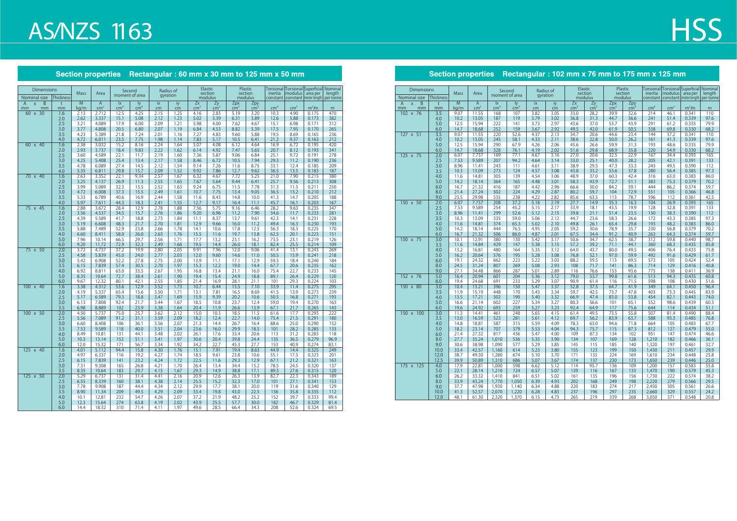# AS/NZS 1163

# HSS

## Section properties Rectangular : 60 mm x 30 mm to 125 mm x 50 mm

| Nominal size A x B (mm) | Thickness t (mm) | Mass M (kg/m) | Area A (cm²) | Second moment of area Ix (cm⁴) | Iy (cm⁴) | Radius of gyration ix (cm) | iy (cm) | Elastic section modulus Zx (cm³) | Zy (cm³) | Plastic section modulus Zpx (cm³) | Zpy (cm³) | Torsional inertia constant (cm⁴) | Torsional modulus constant (cm³) | Superficial area per meter length (m²/m) | Nominal length per tonne (m) |
|---|---|---|---|---|---|---|---|---|---|---|---|---|---|---|---|
| 60 x 30 | 1.6 | 2.13 | 2.712 | 12.5 | 4.25 | 2.15 | 1.25 | 4.16 | 2.83 | 5.19 | 3.20 | 10.3 | 4.90 | 0.175 | 470 |
| | 2.0 | 2.62 | 3.337 | 15.1 | 5.08 | 2.12 | 1.23 | 5.02 | 3.39 | 6.31 | 3.89 | 12.6 | 5.88 | 0.173 | 382 |
| | 2.5 | 3.21 | 4.089 | 17.9 | 6.00 | 2.09 | 1.21 | 5.98 | 4.00 | 7.62 | 4.67 | 15.1 | 6.98 | 0.171 | 312 |
| | 3.0 | 3.77 | 4.808 | 20.5 | 6.80 | 2.07 | 1.19 | 6.84 | 4.53 | 8.82 | 5.39 | 17.5 | 7.95 | 0.170 | 265 |
| | 3.5 | 4.23 | 5.389 | 21.8 | 7.24 | 2.01 | 1.16 | 7.27 | 4.83 | 9.60 | 5.88 | 19.5 | 8.69 | 0.165 | 236 |
| | 4.0 | 4.72 | 6.011 | 23.5 | 7.75 | 1.98 | 1.14 | 7.83 | 5.17 | 10.5 | 6.41 | 21.2 | 9.37 | 0.163 | 212 |
| 60 x 40 | 1.6 | 2.38 | 3.032 | 15.2 | 8.16 | 2.24 | 1.64 | 5.07 | 4.08 | 6.12 | 4.64 | 16.9 | 6.72 | 0.195 | 420 |
| | 2.0 | 2.93 | 3.737 | 18.4 | 9.83 | 2.22 | 1.62 | 6.14 | 4.92 | 7.47 | 5.65 | 20.7 | 8.12 | 0.193 | 341 |
| | 2.5 | 3.60 | 4.589 | 22.1 | 11.7 | 2.19 | 1.60 | 7.36 | 5.87 | 9.06 | 6.84 | 25.1 | 9.72 | 0.191 | 278 |
| | 3.0 | 4.25 | 5.408 | 25.4 | 13.4 | 2.17 | 1.58 | 8.46 | 6.72 | 10.5 | 7.94 | 29.3 | 11.2 | 0.190 | 236 |
| | 3.5 | 4.78 | 6.089 | 27.4 | 14.5 | 2.12 | 1.54 | 9.14 | 7.26 | 11.6 | 8.75 | 33.1 | 12.4 | 0.185 | 209 |
| | 4.0 | 5.35 | 6.811 | 29.8 | 15.7 | 2.09 | 1.52 | 9.92 | 7.86 | 12.7 | 9.62 | 36.5 | 13.5 | 0.183 | 187 |
| 70 x 40 | 1.6 | 2.63 | 3.352 | 22.1 | 9.34 | 2.57 | 1.67 | 6.32 | 4.67 | 7.72 | 5.25 | 21.0 | 7.90 | 0.215 | 380 |
| | 2.0 | 3.25 | 4.137 | 26.9 | 11.3 | 2.55 | 1.65 | 7.67 | 5.64 | 9.44 | 6.41 | 25.7 | 9.56 | 0.213 | 308 |
| | 2.5 | 3.99 | 5.089 | 32.3 | 13.5 | 2.52 | 1.63 | 9.24 | 6.75 | 11.5 | 7.78 | 31.3 | 11.5 | 0.211 | 250 |
| | 3.0 | 4.72 | 6.008 | 37.3 | 15.5 | 2.49 | 1.61 | 10.7 | 7.75 | 13.4 | 9.05 | 36.5 | 13.2 | 0.210 | 212 |
| | 3.5 | 5.33 | 6.789 | 40.6 | 16.9 | 2.44 | 1.58 | 11.6 | 8.43 | 14.8 | 10.0 | 41.3 | 14.7 | 0.205 | 188 |
| | 4.0 | 5.97 | 7.611 | 44.3 | 18.3 | 2.41 | 1.55 | 12.7 | 9.17 | 16.4 | 11.1 | 45.7 | 16.1 | 0.203 | 167 |
| 75 x 45 | 1.6 | 2.88 | 3.672 | 28.4 | 12.9 | 2.78 | 1.88 | 7.56 | 5.75 | 9.16 | 6.46 | 28.2 | 9.63 | 0.235 | 347 |
| | 2.0 | 3.56 | 4.537 | 34.5 | 15.7 | 2.76 | 1.86 | 9.20 | 6.96 | 11.2 | 7.90 | 34.6 | 11.7 | 0.233 | 281 |
| | 2.5 | 4.39 | 5.589 | 41.7 | 18.8 | 2.73 | 1.84 | 11.1 | 8.37 | 13.7 | 9.61 | 42.3 | 14.1 | 0.231 | 228 |
| | 3.0 | 5.19 | 6.608 | 48.3 | 21.7 | 2.70 | 1.81 | 12.9 | 9.66 | 16.0 | 11.2 | 49.4 | 16.3 | 0.230 | 193 |
| | 3.5 | 5.88 | 7.489 | 52.9 | 23.8 | 2.66 | 1.78 | 14.1 | 10.6 | 17.8 | 12.5 | 56.3 | 18.3 | 0.225 | 170 |
| | 4.0 | 6.60 | 8.411 | 58.0 | 26.0 | 2.63 | 1.76 | 15.5 | 11.6 | 19.7 | 13.8 | 62.5 | 20.1 | 0.223 | 151 |
| | 5.0 | 7.96 | 10.14 | 66.5 | 29.7 | 2.56 | 1.71 | 17.7 | 13.2 | 23.1 | 16.2 | 73.5 | 23.1 | 0.219 | 126 |
| | 6.0 | 9.20 | 11.72 | 72.9 | 32.3 | 2.49 | 1.66 | 19.5 | 14.4 | 26.0 | 18.1 | 82.4 | 25.5 | 0.214 | 109 |
| 75 x 50 | 2.0 | 3.72 | 4.737 | 37.2 | 19.9 | 2.80 | 2.05 | 9.91 | 7.96 | 12.0 | 9.06 | 41.4 | 13.1 | 0.243 | 269 |
| | 2.5 | 4.58 | 5.839 | 45.0 | 24.0 | 2.77 | 2.03 | 12.0 | 9.60 | 14.6 | 11.0 | 50.5 | 15.9 | 0.241 | 218 |
| | 3.0 | 5.42 | 6.908 | 52.2 | 27.8 | 2.75 | 2.00 | 13.9 | 11.1 | 17.1 | 12.9 | 59.3 | 18.4 | 0.240 | 184 |
| | 3.5 | 6.15 | 7.839 | 57.4 | 30.5 | 2.70 | 1.97 | 15.3 | 12.2 | 19.0 | 14.4 | 67.7 | 20.6 | 0.235 | 162 |
| | 4.0 | 6.92 | 8.811 | 63.0 | 33.5 | 2.67 | 1.95 | 16.8 | 13.4 | 21.1 | 16.0 | 75.4 | 22.7 | 0.233 | 145 |
| | 5.0 | 8.35 | 10.64 | 72.7 | 38.4 | 2.61 | 1.90 | 19.4 | 15.4 | 24.9 | 18.8 | 89.1 | 26.4 | 0.229 | 120 |
| | 6.0 | 9.67 | 12.32 | 80.1 | 42.1 | 2.55 | 1.85 | 21.4 | 16.9 | 28.1 | 21.1 | 101 | 29.3 | 0.224 | 103 |
| 100 x 40 | 1.6 | 3.38 | 4.312 | 53.6 | 12.9 | 3.52 | 1.73 | 10.7 | 6.44 | 13.5 | 7.10 | 33.9 | 11.4 | 0.275 | 295 |
| | 2.0 | 4.19 | 5.337 | 65.4 | 15.6 | 3.50 | 1.71 | 13.1 | 7.81 | 16.5 | 8.69 | 41.5 | 13.9 | 0.273 | 239 |
| | 2.5 | 5.17 | 6.589 | 79.3 | 18.8 | 3.47 | 1.69 | 15.9 | 9.39 | 20.2 | 10.6 | 50.5 | 16.8 | 0.271 | 193 |
| | 3.0 | 6.13 | 7.808 | 92.4 | 21.7 | 3.44 | 1.67 | 18.5 | 10.8 | 23.7 | 12.4 | 59.0 | 19.4 | 0.270 | 163 |
| | 3.5 | 6.98 | 8.889 | 102 | 23.9 | 3.38 | 1.64 | 20.4 | 11.9 | 26.6 | 13.9 | 67.1 | 21.7 | 0.265 | 143 |
| 100 x 50 | 2.0 | 4.50 | 5.737 | 75.0 | 25.7 | 3.62 | 2.12 | 15.0 | 10.3 | 18.5 | 11.5 | 61.6 | 17.7 | 0.293 | 222 |
| | 2.5 | 5.56 | 7.089 | 91.2 | 31.1 | 3.59 | 2.09 | 18.2 | 12.4 | 22.7 | 14.0 | 75.4 | 21.5 | 0.291 | 180 |
| | 3.0 | 6.60 | 8.408 | 106 | 36.1 | 3.56 | 2.07 | 21.3 | 14.4 | 26.7 | 16.4 | 88.6 | 25.0 | 0.290 | 152 |
| | 3.5 | 7.53 | 9.589 | 118 | 40.0 | 3.51 | 2.04 | 23.6 | 16.0 | 29.9 | 18.5 | 101 | 28.2 | 0.285 | 133 |
| | 4.0 | 8.49 | 10.81 | 131 | 44.1 | 3.48 | 2.02 | 26.1 | 17.6 | 33.4 | 20.6 | 113 | 31.2 | 0.283 | 118 |
| | 5.0 | 10.3 | 13.14 | 153 | 51.1 | 3.41 | 1.97 | 30.6 | 20.4 | 39.8 | 24.4 | 135 | 36.5 | 0.279 | 96.9 |
| | 6.0 | 12.0 | 15.32 | 171 | 56.7 | 3.34 | 1.92 | 34.2 | 22.7 | 45.3 | 27.7 | 153 | 40.9 | 0.274 | 83.1 |
| 125 x 40 | 1.6 | 4.01 | 5.112 | 94.4 | 15.8 | 4.30 | 1.76 | 15.1 | 7.91 | 19.4 | 8.63 | 44.9 | 14.4 | 0.325 | 249 |
| | 2.0 | 4.97 | 6.337 | 116 | 19.2 | 4.27 | 1.74 | 18.5 | 9.61 | 23.8 | 10.6 | 55.1 | 17.5 | 0.323 | 201 |
| | 2.5 | 6.15 | 7.839 | 141 | 23.2 | 4.24 | 1.72 | 22.5 | 11.6 | 29.3 | 12.9 | 67.1 | 21.2 | 0.321 | 163 |
| | 3.0 | 7.31 | 9.308 | 165 | 26.8 | 4.21 | 1.70 | 26.4 | 13.4 | 34.4 | 15.2 | 78.5 | 24.5 | 0.320 | 137 |
| | 3.5 | 8.35 | 10.64 | 183 | 29.7 | 4.15 | 1.67 | 29.3 | 14.9 | 38.8 | 17.1 | 89.3 | 27.6 | 0.315 | 120 |
| 125 x 50 | 2.0 | 5.29 | 6.737 | 131 | 31.4 | 4.41 | 2.16 | 20.9 | 12.6 | 26.3 | 13.9 | 82.7 | 22.3 | 0.343 | 189 |
| | 2.5 | 6.55 | 8.339 | 160 | 38.1 | 4.38 | 2.14 | 25.5 | 15.2 | 32.3 | 17.0 | 101 | 27.1 | 0.341 | 153 |
| | 3.0 | 7.78 | 9.908 | 187 | 44.4 | 4.34 | 2.12 | 29.9 | 17.7 | 38.1 | 20.0 | 119 | 31.6 | 0.340 | 129 |
| | 3.5 | 8.90 | 11.34 | 209 | 49.5 | 4.29 | 2.09 | 33.4 | 19.8 | 43.0 | 22.5 | 136 | 35.8 | 0.335 | 112 |
| | 4.0 | 10.1 | 12.81 | 232 | 54.7 | 4.26 | 2.07 | 37.2 | 21.9 | 48.2 | 25.2 | 152 | 39.7 | 0.333 | 99.4 |
| | 5.0 | 12.3 | 15.64 | 274 | 63.8 | 4.19 | 2.02 | 43.9 | 25.5 | 57.7 | 30.0 | 182 | 46.7 | 0.329 | 81.4 |
| | 6.0 | 14.4 | 18.32 | 310 | 71.4 | 4.11 | 1.97 | 49.6 | 28.5 | 66.4 | 34.3 | 208 | 52.6 | 0.324 | 69.5 |

## Section properties Rectangular : 102 mm x 76 mm to 175 mm x 125 mm

| Nominal size A x B (mm) | Thickness t (mm) | Mass M (kg/m) | Area A (cm²) | Second moment of area Ix (cm⁴) | Iy (cm⁴) | Radius of gyration ix (cm) | iy (cm) | Elastic section modulus Zx (cm³) | Zy (cm³) | Plastic section modulus Zpx (cm³) | Zpy (cm³) | Torsional inertia constant (cm⁴) | Torsional modulus constant (cm³) | Superficial area per meter length (m²/m) | Nominal length per tonne (m) |
|---|---|---|---|---|---|---|---|---|---|---|---|---|---|---|---|
| 102 x 76 | 3.5 | 9.07 | 11.55 | 168 | 107 | 3.82 | 3.05 | 33.0 | 28.2 | 39.9 | 32.6 | 214 | 46.1 | 0.341 | 110 |
| | 4.0 | 10.2 | 13.05 | 187 | 119 | 3.79 | 3.02 | 36.8 | 31.3 | 44.7 | 36.6 | 241 | 51.4 | 0.339 | 97.6 |
| | 5.0 | 12.5 | 15.94 | 222 | 141 | 3.73 | 2.97 | 43.6 | 37.0 | 53.7 | 43.9 | 291 | 61.2 | 0.335 | 79.9 |
| | 6.0 | 14.7 | 18.68 | 252 | 159 | 3.67 | 2.92 | 49.5 | 42.0 | 61.9 | 50.5 | 338 | 69.8 | 0.330 | 68.2 |
| 127 x 51 | 3.5 | 9.07 | 11.55 | 220 | 52.6 | 4.37 | 2.13 | 34.7 | 20.6 | 44.6 | 23.4 | 144 | 37.2 | 0.341 | 110 |
| | 4.0 | 10.2 | 13.05 | 245 | 58.1 | 4.33 | 2.11 | 38.6 | 22.8 | 50.0 | 26.2 | 161 | 41.3 | 0.339 | 97.6 |
| | 5.0 | 12.5 | 15.94 | 290 | 67.9 | 4.26 | 2.06 | 45.6 | 26.6 | 59.9 | 31.3 | 193 | 48.6 | 0.335 | 79.9 |
| | 6.0 | 14.7 | 18.68 | 328 | 76.1 | 4.19 | 2.02 | 51.6 | 29.8 | 68.9 | 35.8 | 220 | 54.9 | 0.330 | 68.2 |
| 125 x 75 | 2.0 | 6.07 | 7.737 | 169 | 77.1 | 4.67 | 3.16 | 27.0 | 20.6 | 32.5 | 22.9 | 167 | 34.4 | 0.393 | 165 |
| | 2.5 | 7.53 | 9.589 | 207 | 94.2 | 4.64 | 3.14 | 33.0 | 25.1 | 40.0 | 28.2 | 205 | 42.1 | 0.391 | 133 |
| | 3.0 | 8.96 | 11.41 | 243 | 111 | 4.61 | 3.11 | 38.9 | 29.5 | 47.3 | 33.3 | 243 | 49.5 | 0.390 | 112 |
| | 3.5 | 10.3 | 13.09 | 273 | 124 | 4.57 | 3.08 | 43.8 | 33.2 | 53.6 | 37.8 | 280 | 56.4 | 0.385 | 97.3 |
| | 4.0 | 11.6 | 14.81 | 305 | 139 | 4.54 | 3.06 | 48.9 | 37.0 | 60.3 | 42.4 | 316 | 63.0 | 0.383 | 86.0 |
| | 5.0 | 14.2 | 18.14 | 364 | 165 | 4.48 | 3.01 | 58.3 | 43.9 | 72.7 | 51.1 | 383 | 75.3 | 0.379 | 70.2 |
| | 6.0 | 16.7 | 21.32 | 416 | 187 | 4.42 | 2.96 | 66.6 | 50.0 | 84.2 | 59.1 | 444 | 86.2 | 0.374 | 59.7 |
| | 8.0 | 21.4 | 27.24 | 502 | 224 | 4.29 | 2.87 | 80.2 | 59.7 | 104 | 72.9 | 551 | 105 | 0.366 | 46.8 |
| | 9.0 | 23.5 | 29.98 | 535 | 238 | 4.22 | 2.82 | 85.6 | 63.5 | 113 | 78.7 | 596 | 112 | 0.361 | 42.5 |
| 150 x 50 | 2.0 | 6.07 | 7.737 | 208 | 37.2 | 5.18 | 2.19 | 27.7 | 14.9 | 35.3 | 16.3 | 104 | 26.9 | 0.393 | 165 |
| | 2.5 | 7.53 | 9.589 | 254 | 45.2 | 5.15 | 2.17 | 33.9 | 18.1 | 43.5 | 19.9 | 128 | 32.8 | 0.391 | 133 |
| | 3.0 | 8.96 | 11.41 | 299 | 52.6 | 5.12 | 2.15 | 39.8 | 21.1 | 51.4 | 23.5 | 150 | 38.3 | 0.390 | 112 |
| | 3.5 | 10.3 | 13.09 | 335 | 59.0 | 5.06 | 2.12 | 44.7 | 23.6 | 58.3 | 26.6 | 172 | 43.3 | 0.385 | 97.3 |
| | 4.0 | 11.6 | 14.81 | 374 | 65.3 | 5.02 | 2.10 | 49.8 | 26.1 | 65.4 | 29.8 | 193 | 48.2 | 0.383 | 86.0 |
| | 5.0 | 14.2 | 18.14 | 444 | 76.5 | 4.95 | 2.05 | 59.2 | 30.6 | 78.9 | 35.7 | 230 | 56.8 | 0.379 | 70.2 |
| | 6.0 | 16.7 | 21.32 | 506 | 86.0 | 4.87 | 2.01 | 67.5 | 34.4 | 91.2 | 40.9 | 263 | 64.3 | 0.374 | 59.7 |
| 150 x 75 | 3.0 | 10.1 | 12.91 | 380 | 130 | 5.42 | 3.17 | 50.6 | 34.7 | 62.5 | 38.7 | 312 | 59.8 | 0.440 | 98.7 |
| | 3.5 | 11.6 | 14.84 | 429 | 147 | 5.38 | 3.15 | 57.2 | 39.2 | 71.1 | 44.1 | 360 | 68.3 | 0.435 | 85.8 |
| | 4.0 | 13.2 | 16.81 | 480 | 164 | 5.35 | 3.12 | 64.0 | 43.7 | 80.0 | 49.5 | 406 | 76.4 | 0.433 | 75.8 |
| | 5.0 | 16.2 | 20.64 | 576 | 195 | 5.28 | 3.08 | 76.8 | 52.1 | 97.0 | 59.9 | 492 | 91.6 | 0.429 | 61.7 |
| | 6.0 | 19.1 | 24.32 | 662 | 223 | 5.22 | 3.03 | 88.2 | 59.5 | 113 | 69.5 | 573 | 105 | 0.424 | 52.4 |
| | 8.0 | 24.5 | 31.24 | 807 | 269 | 5.08 | 2.93 | 108 | 71.7 | 141 | 86.3 | 714 | 129 | 0.416 | 40.8 |
| | 9.0 | 27.1 | 34.48 | 866 | 287 | 5.01 | 2.89 | 116 | 76.6 | 153 | 93.6 | 775 | 138 | 0.411 | 36.9 |
| 152 x 76 | 5.0 | 16.4 | 20.94 | 601 | 204 | 5.36 | 3.12 | 79.0 | 53.7 | 99.8 | 61.6 | 513 | 94.3 | 0.435 | 60.8 |
| | 6.0 | 19.4 | 24.68 | 691 | 233 | 5.29 | 3.07 | 90.9 | 61.4 | 116 | 71.5 | 598 | 108 | 0.430 | 51.6 |
| 150 x 80 | 3.0 | 10.4 | 13.21 | 396 | 150 | 5.47 | 3.37 | 52.8 | 37.5 | 64.7 | 41.9 | 349 | 64.1 | 0.450 | 96.4 |
| | 3.5 | 11.9 | 15.19 | 448 | 170 | 5.43 | 3.34 | 59.7 | 42.5 | 73.7 | 47.8 | 403 | 73.3 | 0.445 | 83.9 |
| | 4.0 | 13.5 | 17.21 | 502 | 190 | 5.40 | 3.32 | 66.9 | 47.4 | 83.0 | 53.8 | 454 | 82.1 | 0.443 | 74.0 |
| | 5.0 | 16.6 | 21.14 | 602 | 227 | 5.34 | 3.27 | 80.3 | 56.6 | 101 | 65.1 | 552 | 98.6 | 0.439 | 60.3 |
| | 6.0 | 19.6 | 24.92 | 693 | 259 | 5.27 | 3.23 | 92.4 | 64.9 | 117 | 75.6 | 644 | 114 | 0.434 | 51.1 |
| 150 x 100 | 3.0 | 11.3 | 14.41 | 461 | 248 | 5.65 | 4.15 | 61.4 | 49.5 | 73.5 | 55.8 | 507 | 81.4 | 0.490 | 88.4 |
| | 3.5 | 13.0 | 16.59 | 523 | 281 | 5.61 | 4.12 | 69.7 | 56.2 | 83.9 | 63.7 | 588 | 93.3 | 0.485 | 76.8 |
| | 4.0 | 14.8 | 18.81 | 587 | 315 | 5.59 | 4.09 | 78.3 | 63.0 | 94.6 | 71.8 | 664 | 105 | 0.483 | 67.7 |
| | 5.0 | 18.2 | 23.14 | 707 | 379 | 5.53 | 4.04 | 94.3 | 75.7 | 115 | 87.3 | 812 | 127 | 0.479 | 55.0 |
| | 6.0 | 21.4 | 27.32 | 817 | 436 | 5.47 | 4.00 | 109 | 87.3 | 134 | 102 | 951 | 147 | 0.474 | 46.6 |
| | 8.0 | 27.7 | 35.24 | 1,010 | 536 | 5.35 | 3.90 | 134 | 107 | 169 | 128 | 1,210 | 182 | 0.466 | 36.1 |
| | 9.0 | 30.6 | 38.98 | 1,090 | 577 | 5.29 | 3.85 | 145 | 115 | 185 | 140 | 1,320 | 197 | 0.461 | 32.7 |
| | 10.0 | 33.4 | 42.57 | 1,160 | 614 | 5.23 | 3.80 | 155 | 123 | 199 | 150 | 1,430 | 211 | 0.457 | 29.9 |
| | 12.0 | 38.7 | 49.30 | 1,280 | 674 | 5.10 | 3.70 | 171 | 135 | 224 | 169 | 1,610 | 234 | 0.448 | 25.8 |
| | 12.5 | 39.9 | 50.89 | 1,310 | 686 | 5.07 | 3.67 | 174 | 137 | 230 | 173 | 1,650 | 239 | 0.446 | 25.0 |
| 175 x 125 | 4.0 | 17.9 | 22.81 | 1,000 | 598 | 6.62 | 5.12 | 114 | 95.7 | 136 | 109 | 1,200 | 157 | 0.583 | 55.8 |
| | 5.0 | 22.1 | 28.14 | 1,210 | 724 | 6.57 | 5.07 | 139 | 116 | 167 | 133 | 1,470 | 190 | 0.579 | 45.3 |
| | 6.0 | 26.2 | 33.32 | 1,410 | 841 | 6.51 | 5.02 | 161 | 135 | 196 | 156 | 1,730 | 222 | 0.574 | 38.2 |
| | 8.0 | 33.9 | 43.24 | 1,770 | 1,050 | 6.39 | 4.93 | 202 | 168 | 249 | 198 | 2,220 | 279 | 0.566 | 29.5 |
| | 9.0 | 37.7 | 47.98 | 1,930 | 1,140 | 6.34 | 4.88 | 220 | 183 | 274 | 217 | 2,450 | 305 | 0.561 | 26.6 |
| | 10.0 | 41.3 | 52.57 | 2,070 | 1,220 | 6.28 | 4.83 | 237 | 196 | 297 | 235 | 2,660 | 329 | 0.557 | 24.2 |
| | 12.0 | 48.1 | 61.30 | 2,320 | 1,370 | 6.15 | 4.73 | 265 | 219 | 339 | 268 | 3,050 | 371 | 0.548 | 20.8 |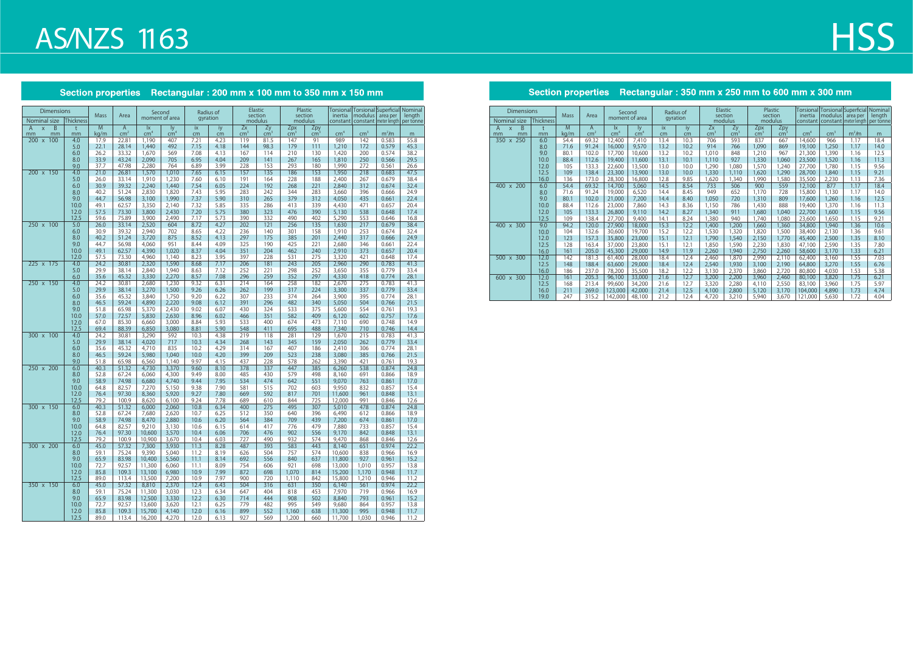# AS/NZS 1163

# HSS

## Section properties Rectangular : 200 mm x 100 mm to 350 mm x 150 mm

| Dimensions | | Mass | Area | Second moment of area | | Radius of gyration | | Elastic section modulus | | Plastic section modulus | | Torsional inertia constant | Torsional modulus constant | Superficial area per meter length | Nominal length per tonne |
|---|---|---|---|---|---|---|---|---|---|---|---|---|---|---|---|
| Nominal size A x B | Thickness t | M | A | Ix | Iy | ix | iy | Zx | Zy | Zpx | Zpy | | | | |
| mm mm | mm | kg/m | cm² | cm⁴ | cm⁴ | cm | cm | cm³ | cm³ | cm³ | cm³ | cm⁴ | cm³ | m²/m | m |
| 200 x 100 | 4.0 | 17.9 | 22.81 | 1,190 | 407 | 7.21 | 4.23 | 119 | 81.5 | 147 | 91 | 989 | 142 | 0.583 | 55.8 |
| | 5.0 | 22.1 | 28.14 | 1,440 | 492 | 7.15 | 4.18 | 144 | 98.3 | 179 | 111 | 1,210 | 172 | 0.579 | 45.3 |
| | 6.0 | 26.2 | 33.32 | 1,670 | 569 | 7.08 | 4.13 | 167 | 114 | 210 | 130 | 1,420 | 200 | 0.574 | 38.2 |
| | 8.0 | 33.9 | 43.24 | 2,090 | 705 | 6.95 | 4.04 | 209 | 141 | 267 | 165 | 1,810 | 250 | 0.566 | 29.5 |
| | 9.0 | 37.7 | 47.98 | 2,280 | 764 | 6.89 | 3.99 | 228 | 153 | 293 | 180 | 1,990 | 272 | 0.561 | 26.6 |
| 200 x 150 | 4.0 | 21.0 | 26.81 | 1,570 | 1,010 | 7.65 | 6.15 | 157 | 135 | 186 | 153 | 1,950 | 218 | 0.683 | 47.5 |
| | 5.0 | 26.0 | 33.14 | 1,910 | 1,230 | 7.60 | 6.10 | 191 | 164 | 228 | 188 | 2,400 | 267 | 0.679 | 38.4 |
| | 6.0 | 30.9 | 39.32 | 2,240 | 1,440 | 7.54 | 6.05 | 224 | 192 | 268 | 221 | 2,840 | 312 | 0.674 | 32.4 |
| | 8.0 | 40.2 | 51.24 | 2,830 | 1,820 | 7.43 | 5.95 | 283 | 242 | 344 | 283 | 3,660 | 396 | 0.666 | 24.9 |
| | 9.0 | 44.7 | 56.98 | 3,100 | 1,990 | 7.37 | 5.90 | 310 | 265 | 379 | 312 | 4,050 | 435 | 0.661 | 22.4 |
| | 10.0 | 49.1 | 62.57 | 3,350 | 2,140 | 7.32 | 5.85 | 335 | 286 | 413 | 339 | 4,430 | 471 | 0.657 | 20.4 |
| | 12.0 | 57.5 | 73.30 | 3,800 | 2,430 | 7.20 | 5.75 | 380 | 323 | 476 | 390 | 5,130 | 538 | 0.648 | 17.4 |
| | 12.5 | 59.6 | 75.89 | 3,900 | 2,490 | 7.17 | 5.73 | 390 | 332 | 490 | 402 | 5,290 | 553 | 0.646 | 16.8 |
| 250 x 100 | 5.0 | 26.0 | 33.14 | 2,520 | 604 | 8.72 | 4.27 | 202 | 121 | 256 | 135 | 1,630 | 217 | 0.679 | 38.4 |
| | 6.0 | 30.9 | 39.32 | 2,940 | 702 | 8.65 | 4.22 | 236 | 140 | 301 | 158 | 1,910 | 253 | 0.674 | 32.4 |
| | 8.0 | 40.2 | 51.24 | 3,720 | 875 | 8.52 | 4.13 | 297 | 175 | 385 | 201 | 2,440 | 317 | 0.666 | 24.9 |
| | 9.0 | 44.7 | 56.98 | 4,060 | 951 | 8.44 | 4.09 | 325 | 190 | 425 | 221 | 2,680 | 346 | 0.661 | 22.4 |
| | 10.0 | 49.1 | 62.57 | 4,390 | 1,020 | 8.37 | 4.04 | 351 | 204 | 462 | 240 | 2,910 | 373 | 0.657 | 20.4 |
| | 12.0 | 57.5 | 73.30 | 4,960 | 1,140 | 8.23 | 3.95 | 397 | 228 | 531 | 275 | 3,320 | 421 | 0.648 | 17.4 |
| 225 x 175 | 4.0 | 24.2 | 30.81 | 2,320 | 1,590 | 8.68 | 7.17 | 206 | 181 | 243 | 205 | 2,960 | 290 | 0.783 | 41.3 |
| | 5.0 | 29.9 | 38.14 | 2,840 | 1,940 | 8.63 | 7.12 | 252 | 221 | 298 | 252 | 3,650 | 355 | 0.779 | 33.4 |
| | 6.0 | 35.6 | 45.32 | 3,330 | 2,270 | 8.57 | 7.08 | 296 | 259 | 352 | 297 | 4,330 | 418 | 0.774 | 28.1 |
| 250 x 150 | 4.0 | 24.2 | 30.81 | 2,680 | 1,230 | 9.32 | 6.31 | 214 | 164 | 258 | 182 | 2,670 | 275 | 0.783 | 41.3 |
| | 5.0 | 29.9 | 38.14 | 3,270 | 1,500 | 9.26 | 6.26 | 262 | 199 | 317 | 224 | 3,300 | 337 | 0.779 | 33.4 |
| | 6.0 | 35.6 | 45.32 | 3,840 | 1,750 | 9.20 | 6.22 | 307 | 233 | 374 | 264 | 3,900 | 395 | 0.774 | 28.1 |
| | 8.0 | 46.5 | 59.24 | 4,890 | 2,220 | 9.08 | 6.12 | 391 | 296 | 482 | 340 | 5,050 | 504 | 0.766 | 21.5 |
| | 9.0 | 51.8 | 65.98 | 5,370 | 2,430 | 9.02 | 6.07 | 430 | 324 | 533 | 375 | 5,600 | 554 | 0.761 | 19.3 |
| | 10.0 | 57.0 | 72.57 | 5,830 | 2,630 | 8.96 | 6.02 | 466 | 351 | 582 | 409 | 6,120 | 602 | 0.757 | 17.6 |
| | 12.0 | 67.0 | 85.30 | 6,660 | 3,000 | 8.84 | 5.93 | 533 | 400 | 674 | 473 | 7,110 | 690 | 0.748 | 14.9 |
| | 12.5 | 69.4 | 88.39 | 6,850 | 3,080 | 8.81 | 5.90 | 548 | 411 | 695 | 488 | 7,340 | 710 | 0.746 | 14.4 |
| 300 x 100 | 4.0 | 24.2 | 30.81 | 3,290 | 592 | 10.3 | 4.38 | 219 | 118 | 281 | 129 | 1,670 | 215 | 0.783 | 41.3 |
| | 5.0 | 29.9 | 38.14 | 4,020 | 717 | 10.3 | 4.34 | 268 | 143 | 345 | 159 | 2,050 | 262 | 0.779 | 33.4 |
| | 6.0 | 35.6 | 45.32 | 4,710 | 835 | 10.2 | 4.29 | 314 | 167 | 407 | 186 | 2,410 | 306 | 0.774 | 28.1 |
| | 8.0 | 46.5 | 59.24 | 5,980 | 1,040 | 10.0 | 4.20 | 399 | 209 | 523 | 238 | 3,080 | 385 | 0.766 | 21.5 |
| | 9.0 | 51.8 | 65.98 | 6,560 | 1,140 | 9.97 | 4.15 | 437 | 228 | 578 | 262 | 3,390 | 421 | 0.761 | 19.3 |
| 250 x 200 | 6.0 | 40.3 | 51.32 | 4,730 | 3,370 | 9.60 | 8.10 | 378 | 337 | 447 | 385 | 6,260 | 538 | 0.874 | 24.8 |
| | 8.0 | 52.8 | 67.24 | 6,060 | 4,300 | 9.49 | 8.00 | 485 | 430 | 579 | 498 | 8,160 | 691 | 0.866 | 18.9 |
| | 9.0 | 58.9 | 74.98 | 6,680 | 4,740 | 9.44 | 7.95 | 534 | 474 | 642 | 551 | 9,070 | 763 | 0.861 | 17.0 |
| | 10.0 | 64.8 | 82.57 | 7,270 | 5,150 | 9.38 | 7.90 | 581 | 515 | 702 | 603 | 9,950 | 832 | 0.857 | 15.4 |
| | 12.0 | 76.4 | 97.30 | 8,360 | 5,920 | 9.27 | 7.80 | 669 | 592 | 817 | 701 | 11,600 | 961 | 0.848 | 13.1 |
| | 12.5 | 79.2 | 100.9 | 8,620 | 6,100 | 9.24 | 7.78 | 689 | 610 | 844 | 725 | 12,000 | 991 | 0.846 | 12.6 |
| 300 x 150 | 6.0 | 40.3 | 51.32 | 6,000 | 2,060 | 10.8 | 6.34 | 400 | 275 | 495 | 307 | 5,010 | 478 | 0.874 | 24.8 |
| | 8.0 | 52.8 | 67.24 | 7,680 | 2,620 | 10.7 | 6.25 | 512 | 350 | 640 | 396 | 6,490 | 612 | 0.866 | 18.9 |
| | 9.0 | 58.9 | 74.98 | 8,470 | 2,880 | 10.6 | 6.20 | 564 | 384 | 709 | 439 | 7,200 | 674 | 0.861 | 17.0 |
| | 10.0 | 64.8 | 82.57 | 9,210 | 3,130 | 10.6 | 6.15 | 614 | 417 | 776 | 479 | 7,880 | 733 | 0.857 | 15.4 |
| | 12.0 | 76.4 | 97.30 | 10,600 | 3,570 | 10.4 | 6.06 | 706 | 476 | 902 | 556 | 9,170 | 842 | 0.848 | 13.1 |
| | 12.5 | 79.2 | 100.9 | 10,900 | 3,670 | 10.4 | 6.03 | 727 | 490 | 932 | 574 | 9,470 | 868 | 0.846 | 12.6 |
| 300 x 200 | 6.0 | 45.0 | 57.32 | 7,300 | 3,930 | 11.3 | 8.28 | 487 | 393 | 583 | 443 | 8,140 | 651 | 0.974 | 22.2 |
| | 8.0 | 59.1 | 75.24 | 9,390 | 5,040 | 11.2 | 8.19 | 626 | 504 | 757 | 574 | 10,600 | 838 | 0.966 | 16.9 |
| | 9.0 | 65.9 | 83.98 | 10,400 | 5,560 | 11.1 | 8.14 | 692 | 556 | 840 | 637 | 11,800 | 927 | 0.961 | 15.2 |
| | 10.0 | 72.7 | 92.57 | 11,300 | 6,060 | 11.1 | 8.09 | 754 | 606 | 921 | 698 | 13,000 | 1,010 | 0.957 | 13.8 |
| | 12.0 | 85.8 | 109.3 | 13,100 | 6,980 | 10.9 | 7.99 | 872 | 698 | 1,070 | 814 | 15,200 | 1,170 | 0.948 | 11.7 |
| | 12.5 | 89.0 | 113.4 | 13,500 | 7,200 | 10.9 | 7.97 | 900 | 720 | 1,110 | 842 | 15,800 | 1,210 | 0.946 | 11.2 |
| 350 x 150 | 6.0 | 45.0 | 57.32 | 8,810 | 2,370 | 12.4 | 6.43 | 504 | 316 | 631 | 350 | 6,140 | 561 | 0.974 | 22.2 |
| | 8.0 | 59.1 | 75.24 | 11,300 | 3,030 | 12.3 | 6.34 | 647 | 404 | 818 | 453 | 7,970 | 719 | 0.966 | 16.9 |
| | 9.0 | 65.9 | 83.98 | 12,500 | 3,330 | 12.2 | 6.30 | 714 | 444 | 908 | 502 | 8,840 | 793 | 0.961 | 15.2 |
| | 10.0 | 72.7 | 92.57 | 13,600 | 3,620 | 12.1 | 6.25 | 779 | 482 | 995 | 549 | 9,680 | 864 | 0.957 | 13.8 |
| | 12.0 | 85.8 | 109.3 | 15,700 | 4,140 | 12.0 | 6.16 | 899 | 552 | 1,160 | 638 | 11,300 | 995 | 0.948 | 11.7 |
| | 12.5 | 89.0 | 113.4 | 16,200 | 4,270 | 12.0 | 6.13 | 927 | 569 | 1,200 | 660 | 11,700 | 1,030 | 0.946 | 11.2 |

## Section properties Rectangular : 350 mm x 250 mm to 600 mm x 300 mm

| Dimensions | | Mass | Area | Second moment of area | | Radius of gyration | | Elastic section modulus | | Plastic section modulus | | Torsional inertia constant | Torsional modulus constant | Superficial area per meter length | Nominal length per tonne |
|---|---|---|---|---|---|---|---|---|---|---|---|---|---|---|---|
| Nominal size A x B | Thickness t | M | A | Ix | Iy | ix | iy | Zx | Zy | Zpx | Zpy | | | | |
| mm mm | mm | kg/m | cm² | cm⁴ | cm⁴ | cm | cm | cm³ | cm³ | cm³ | cm³ | cm⁴ | cm³ | m²/m | m |
| 350 x 250 | 6.0 | 54.4 | 69.32 | 12,400 | 7,410 | 13.4 | 10.3 | 706 | 593 | 837 | 667 | 14,600 | 966 | 1.17 | 18.4 |
| | 8.0 | 71.6 | 91.24 | 16,000 | 9,570 | 13.2 | 10.2 | 914 | 766 | 1,090 | 869 | 19,100 | 1,250 | 1.17 | 14.0 |
| | 9.0 | 80.1 | 102.0 | 17,700 | 10,600 | 13.2 | 10.2 | 1,010 | 848 | 1,210 | 967 | 21,300 | 1,390 | 1.16 | 12.5 |
| | 10.0 | 88.4 | 112.6 | 19,400 | 11,600 | 13.1 | 10.1 | 1,110 | 927 | 1,330 | 1,060 | 23,500 | 1,520 | 1.16 | 11.3 |
| | 12.0 | 105 | 133.3 | 22,600 | 13,500 | 13.0 | 10.0 | 1,290 | 1,080 | 1,570 | 1,240 | 27,700 | 1,780 | 1.15 | 9.56 |
| | 12.5 | 109 | 138.4 | 23,300 | 13,900 | 13.0 | 10.0 | 1,330 | 1,110 | 1,620 | 1,290 | 28,700 | 1,840 | 1.15 | 9.21 |
| | 16.0 | 136 | 173.0 | 28,300 | 16,800 | 12.8 | 9.85 | 1,620 | 1,340 | 1,990 | 1,580 | 35,500 | 2,230 | 1.13 | 7.36 |
| 400 x 200 | 6.0 | 54.4 | 69.32 | 14,700 | 5,060 | 14.5 | 8.54 | 733 | 506 | 900 | 559 | 12,100 | 877 | 1.17 | 18.4 |
| | 8.0 | 71.6 | 91.24 | 19,000 | 6,520 | 14.4 | 8.45 | 949 | 652 | 1,170 | 728 | 15,800 | 1,130 | 1.17 | 14.0 |
| | 9.0 | 80.1 | 102.0 | 21,000 | 7,200 | 14.4 | 8.40 | 1,050 | 720 | 1,310 | 809 | 17,600 | 1,260 | 1.16 | 12.5 |
| | 10.0 | 88.4 | 112.6 | 23,000 | 7,860 | 14.3 | 8.36 | 1,150 | 786 | 1,430 | 888 | 19,400 | 1,370 | 1.16 | 11.3 |
| | 12.0 | 105 | 133.3 | 26,800 | 9,110 | 14.2 | 8.27 | 1,340 | 911 | 1,680 | 1,040 | 22,700 | 1,600 | 1.15 | 9.56 |
| | 12.5 | 109 | 138.4 | 27,700 | 9,400 | 14.1 | 8.24 | 1,380 | 940 | 1,740 | 1,080 | 23,600 | 1,650 | 1.15 | 9.21 |
| 400 x 300 | 9.0 | 94.2 | 120.0 | 27,900 | 18,000 | 15.3 | 12.2 | 1,400 | 1,200 | 1,660 | 1,360 | 34,800 | 1,940 | 1.36 | 10.6 |
| | 10.0 | 104 | 132.6 | 30,600 | 19,700 | 15.2 | 12.2 | 1,530 | 1,320 | 1,820 | 1,500 | 38,400 | 2,130 | 1.36 | 9.61 |
| | 12.0 | 123 | 157.3 | 35,800 | 23,000 | 15.1 | 12.1 | 1,790 | 1,540 | 2,150 | 1,770 | 45,400 | 2,500 | 1.35 | 8.10 |
| | 12.5 | 128 | 163.4 | 37,000 | 23,800 | 15.1 | 12.1 | 1,850 | 1,590 | 2,230 | 1,830 | 47,100 | 2,590 | 1.35 | 7.80 |
| | 16.0 | 161 | 205.0 | 45,300 | 29,000 | 14.9 | 11.9 | 2,260 | 1,940 | 2,750 | 2,260 | 58,600 | 3,170 | 1.33 | 6.21 |
| 500 x 300 | 12.0 | 142 | 181.3 | 61,400 | 28,000 | 18.4 | 12.4 | 2,460 | 1,870 | 2,990 | 2,110 | 62,400 | 3,160 | 1.55 | 7.03 |
| | 12.5 | 148 | 188.4 | 63,600 | 29,000 | 18.4 | 12.4 | 2,540 | 1,930 | 3,100 | 2,190 | 64,800 | 3,270 | 1.55 | 6.76 |
| | 16.0 | 186 | 237.0 | 78,200 | 35,500 | 18.2 | 12.2 | 3,130 | 2,370 | 3,860 | 2,720 | 80,800 | 4,030 | 1.53 | 5.38 |
| 600 x 300 | 12.0 | 161 | 205.3 | 96,100 | 33,000 | 21.6 | 12.7 | 3,200 | 2,200 | 3,960 | 2,460 | 80,100 | 3,820 | 1.75 | 6.21 |
| | 12.5 | 168 | 213.4 | 99,600 | 34,200 | 21.6 | 12.7 | 3,320 | 2,280 | 4,110 | 2,550 | 83,100 | 3,960 | 1.75 | 5.97 |
| | 16.0 | 211 | 269.0 | 123,000 | 42,000 | 21.4 | 12.5 | 4,100 | 2,800 | 5,120 | 3,170 | 104,000 | 4,890 | 1.73 | 4.74 |
| | 19.0 | 247 | 315.2 | 142,000 | 48,100 | 21.2 | 12.4 | 4,720 | 3,210 | 5,940 | 3,670 | 121,000 | 5,630 | 1.72 | 4.04 |